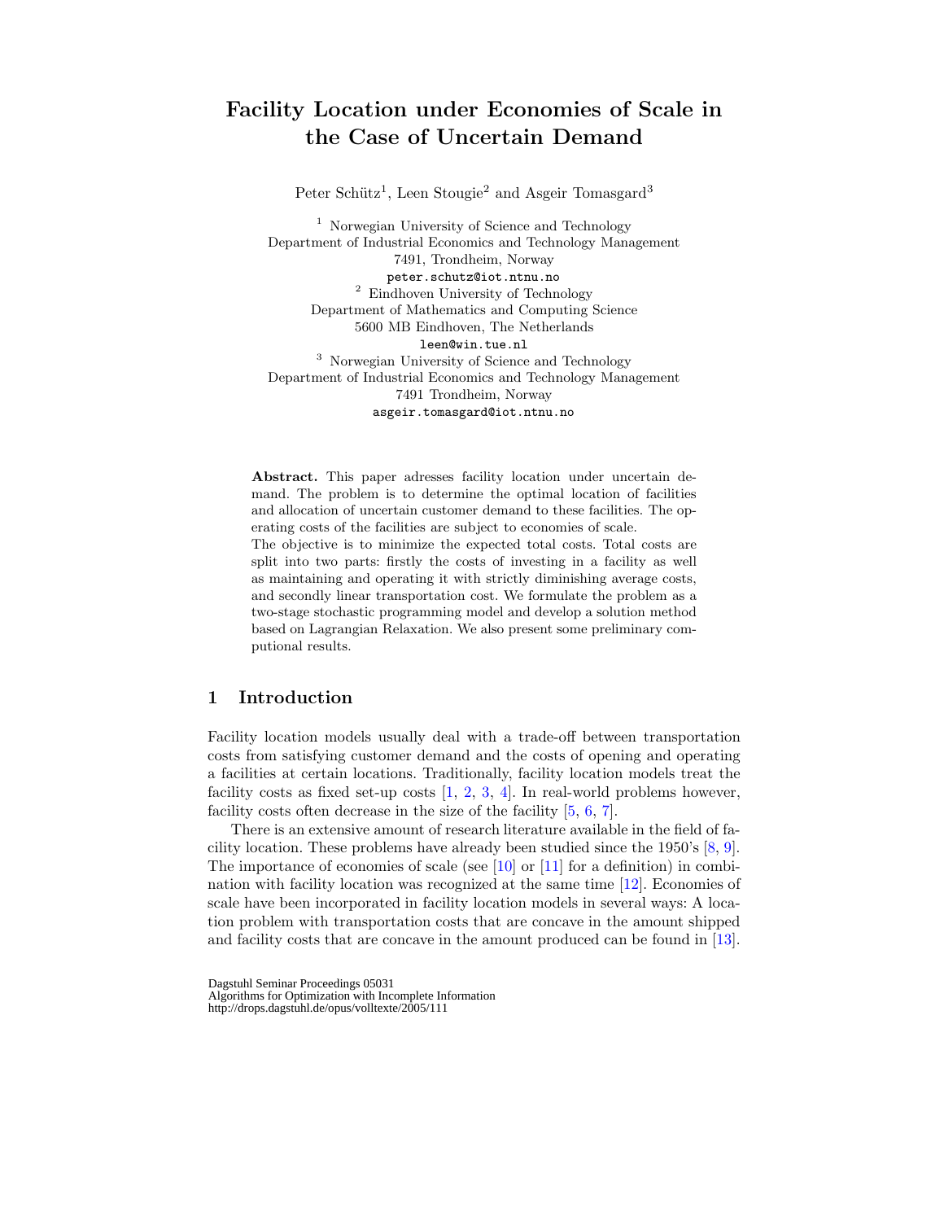# Facility Location under Economies of Scale in the Case of Uncertain Demand

Peter Schütz[1], Leen Stougie[2] and Asgeir Tomasgard[3]

[1] Norwegian University of Science and Technology
Department of Industrial Economics and Technology Management
7491, Trondheim, Norway
peter.schutz@iot.ntnu.no

[2] Eindhoven University of Technology
Department of Mathematics and Computing Science
5600 MB Eindhoven, The Netherlands
leen@win.tue.nl

[3] Norwegian University of Science and Technology
Department of Industrial Economics and Technology Management
7491 Trondheim, Norway
asgeir.tomasgard@iot.ntnu.no

**Abstract.** This paper adresses facility location under uncertain demand. The problem is to determine the optimal location of facilities and allocation of uncertain customer demand to these facilities. The operating costs of the facilities are subject to economies of scale.
The objective is to minimize the expected total costs. Total costs are split into two parts: firstly the costs of investing in a facility as well as maintaining and operating it with strictly diminishing average costs, and secondly linear transportation cost. We formulate the problem as a two-stage stochastic programming model and develop a solution method based on Lagrangian Relaxation. We also present some preliminary computional results.

## 1 Introduction

Facility location models usually deal with a trade-off between transportation costs from satisfying customer demand and the costs of opening and operating a facilities at certain locations. Traditionally, facility location models treat the facility costs as fixed set-up costs [1, 2, 3, 4]. In real-world problems however, facility costs often decrease in the size of the facility [5, 6, 7].

There is an extensive amount of research literature available in the field of facility location. These problems have already been studied since the 1950's [8, 9]. The importance of economies of scale (see [10] or [11] for a definition) in combination with facility location was recognized at the same time [12]. Economies of scale have been incorporated in facility location models in several ways: A location problem with transportation costs that are concave in the amount shipped and facility costs that are concave in the amount produced can be found in [13].

Dagstuhl Seminar Proceedings 05031
Algorithms for Optimization with Incomplete Information
http://drops.dagstuhl.de/opus/volltexte/2005/111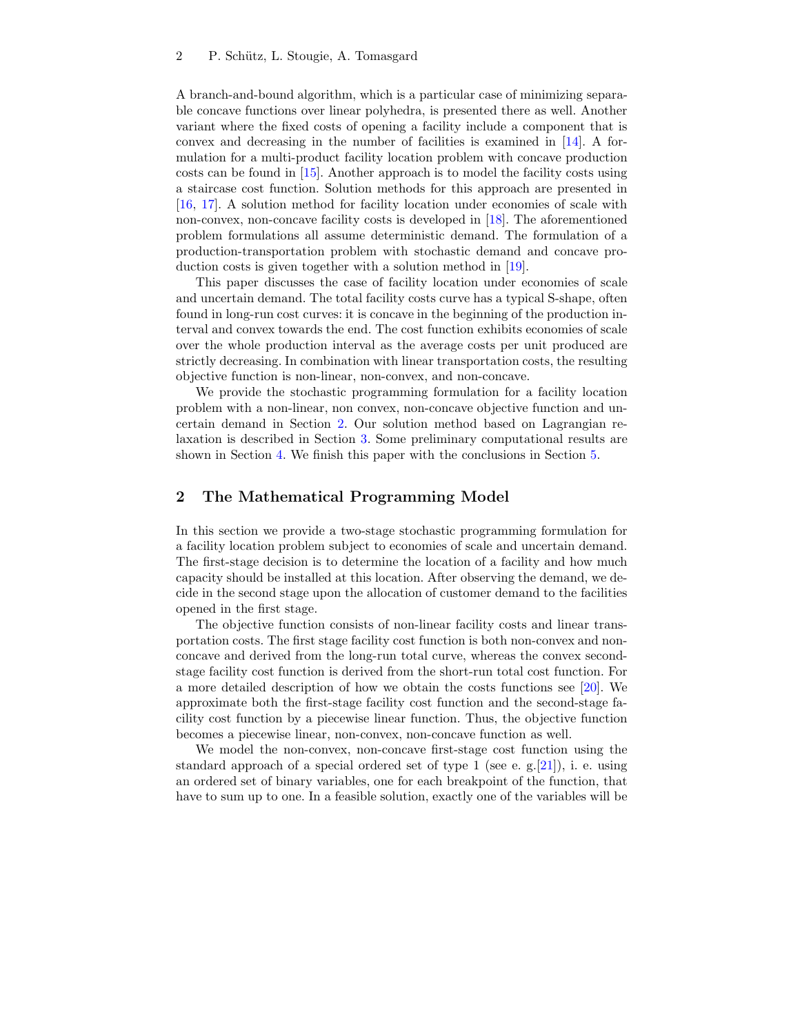A branch-and-bound algorithm, which is a particular case of minimizing separable concave functions over linear polyhedra, is presented there as well. Another variant where the fixed costs of opening a facility include a component that is convex and decreasing in the number of facilities is examined in [14]. A formulation for a multi-product facility location problem with concave production costs can be found in [15]. Another approach is to model the facility costs using a staircase cost function. Solution methods for this approach are presented in [16, 17]. A solution method for facility location under economies of scale with non-convex, non-concave facility costs is developed in [18]. The aforementioned problem formulations all assume deterministic demand. The formulation of a production-transportation problem with stochastic demand and concave production costs is given together with a solution method in [19].

This paper discusses the case of facility location under economies of scale and uncertain demand. The total facility costs curve has a typical S-shape, often found in long-run cost curves: it is concave in the beginning of the production interval and convex towards the end. The cost function exhibits economies of scale over the whole production interval as the average costs per unit produced are strictly decreasing. In combination with linear transportation costs, the resulting objective function is non-linear, non-convex, and non-concave.

We provide the stochastic programming formulation for a facility location problem with a non-linear, non convex, non-concave objective function and uncertain demand in Section 2. Our solution method based on Lagrangian relaxation is described in Section 3. Some preliminary computational results are shown in Section 4. We finish this paper with the conclusions in Section 5.

## 2 The Mathematical Programming Model

In this section we provide a two-stage stochastic programming formulation for a facility location problem subject to economies of scale and uncertain demand. The first-stage decision is to determine the location of a facility and how much capacity should be installed at this location. After observing the demand, we decide in the second stage upon the allocation of customer demand to the facilities opened in the first stage.

The objective function consists of non-linear facility costs and linear transportation costs. The first stage facility cost function is both non-convex and non-concave and derived from the long-run total curve, whereas the convex second-stage facility cost function is derived from the short-run total cost function. For a more detailed description of how we obtain the costs functions see [20]. We approximate both the first-stage facility cost function and the second-stage facility cost function by a piecewise linear function. Thus, the objective function becomes a piecewise linear, non-convex, non-concave function as well.

We model the non-convex, non-concave first-stage cost function using the standard approach of a special ordered set of type 1 (see e. g.[21]), i. e. using an ordered set of binary variables, one for each breakpoint of the function, that have to sum up to one. In a feasible solution, exactly one of the variables will be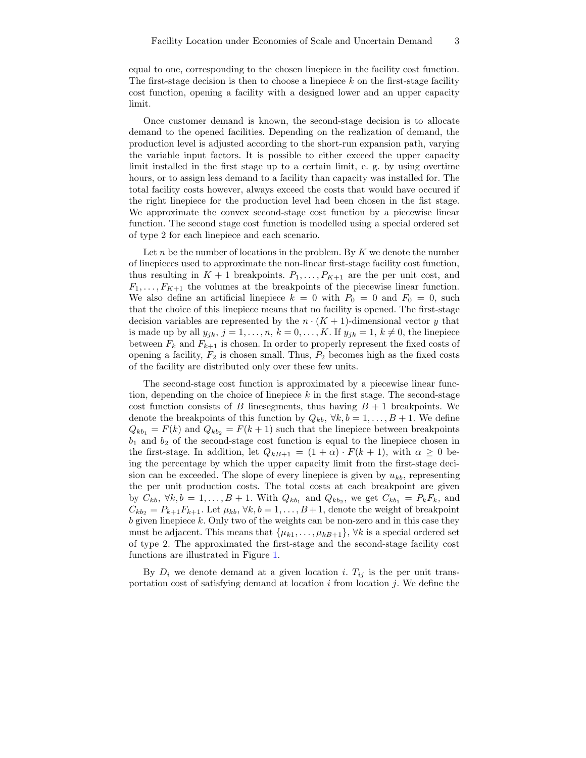equal to one, corresponding to the chosen linepiece in the facility cost function. The first-stage decision is then to choose a linepiece $k$ on the first-stage facility cost function, opening a facility with a designed lower and an upper capacity limit.

Once customer demand is known, the second-stage decision is to allocate demand to the opened facilities. Depending on the realization of demand, the production level is adjusted according to the short-run expansion path, varying the variable input factors. It is possible to either exceed the upper capacity limit installed in the first stage up to a certain limit, e. g. by using overtime hours, or to assign less demand to a facility than capacity was installed for. The total facility costs however, always exceed the costs that would have occured if the right linepiece for the production level had been chosen in the fist stage. We approximate the convex second-stage cost function by a piecewise linear function. The second stage cost function is modelled using a special ordered set of type 2 for each linepiece and each scenario.

Let $n$ be the number of locations in the problem. By $K$ we denote the number of linepieces used to approximate the non-linear first-stage facility cost function, thus resulting in $K+1$ breakpoints. $P_1, \ldots, P_{K+1}$ are the per unit cost, and $F_1, \ldots, F_{K+1}$ the volumes at the breakpoints of the piecewise linear function. We also define an artificial linepiece $k = 0$ with $P_0 = 0$ and $F_0 = 0$, such that the choice of this linepiece means that no facility is opened. The first-stage decision variables are represented by the $n \cdot (K+1)$-dimensional vector $y$ that is made up by all $y_{jk}$, $j = 1, \ldots, n$, $k = 0, \ldots, K$. If $y_{jk} = 1$, $k \neq 0$, the linepiece between $F_k$ and $F_{k+1}$ is chosen. In order to properly represent the fixed costs of opening a facility, $F_2$ is chosen small. Thus, $P_2$ becomes high as the fixed costs of the facility are distributed only over these few units.

The second-stage cost function is approximated by a piecewise linear function, depending on the choice of linepiece $k$ in the first stage. The second-stage cost function consists of $B$ linesegments, thus having $B+1$ breakpoints. We denote the breakpoints of this function by $Q_{kb}$, $\forall k, b = 1, \ldots, B+1$. We define $Q_{kb_1} = F(k)$ and $Q_{kb_2} = F(k+1)$ such that the linepiece between breakpoints $b_1$ and $b_2$ of the second-stage cost function is equal to the linepiece chosen in the first-stage. In addition, let $Q_{kB+1} = (1+\alpha) \cdot F(k+1)$, with $\alpha \geq 0$ being the percentage by which the upper capacity limit from the first-stage decision can be exceeded. The slope of every linepiece is given by $u_{kb}$, representing the per unit production costs. The total costs at each breakpoint are given by $C_{kb}$, $\forall k, b = 1, \ldots, B+1$. With $Q_{kb_1}$ and $Q_{kb_2}$, we get $C_{kb_1} = P_k F_k$, and $C_{kb_2} = P_{k+1} F_{k+1}$. Let $\mu_{kb}$, $\forall k, b = 1, \ldots, B+1$, denote the weight of breakpoint $b$ given linepiece $k$. Only two of the weights can be non-zero and in this case they must be adjacent. This means that $\{\mu_{k1}, \ldots, \mu_{kB+1}\}$, $\forall k$ is a special ordered set of type 2. The approximated the first-stage and the second-stage facility cost functions are illustrated in Figure 1.

By $D_i$ we denote demand at a given location $i$. $T_{ij}$ is the per unit transportation cost of satisfying demand at location $i$ from location $j$. We define the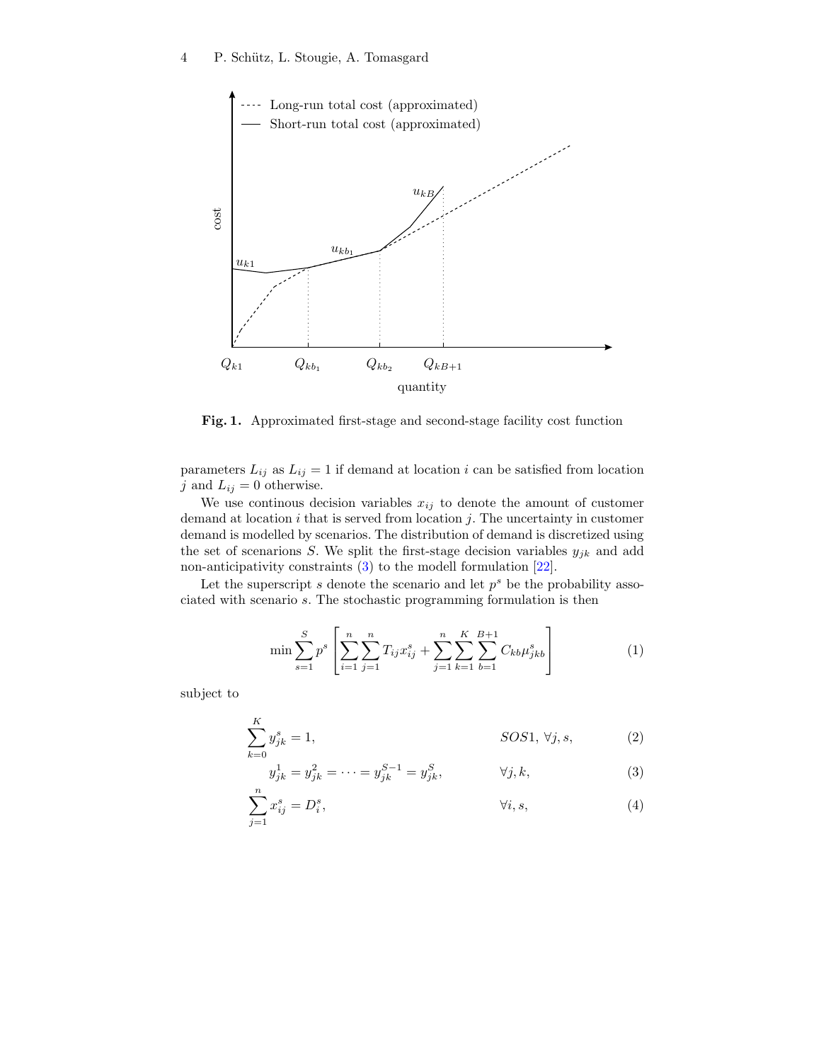**Fig. 1.** Approximated first-stage and second-stage facility cost function

parameters $L_{ij}$ as $L_{ij} = 1$ if demand at location $i$ can be satisfied from location $j$ and $L_{ij} = 0$ otherwise.

We use continous decision variables $x_{ij}$ to denote the amount of customer demand at location $i$ that is served from location $j$. The uncertainty in customer demand is modelled by scenarios. The distribution of demand is discretized using the set of scenarions $S$. We split the first-stage decision variables $y_{jk}$ and add non-anticipativity constraints (3) to the modell formulation [22].

Let the superscript $s$ denote the scenario and let $p^s$ be the probability associated with scenario $s$. The stochastic programming formulation is then

$$\min \sum_{s=1}^{S} p^s \left[ \sum_{i=1}^{n} \sum_{j=1}^{n} T_{ij} x_{ij}^s + \sum_{j=1}^{n} \sum_{k=1}^{K} \sum_{b=1}^{B+1} C_{kb} \mu_{jkb}^s \right] \tag{1}$$

subject to

$$\sum_{k=0}^{K} y_{jk}^s = 1, \qquad SOS1,\ \forall j, s, \tag{2}$$

$$y_{jk}^1 = y_{jk}^2 = \cdots = y_{jk}^{S-1} = y_{jk}^S, \qquad \forall j, k, \tag{3}$$

$$\sum_{j=1}^{n} x_{ij}^s = D_i^s, \qquad \forall i, s, \tag{4}$$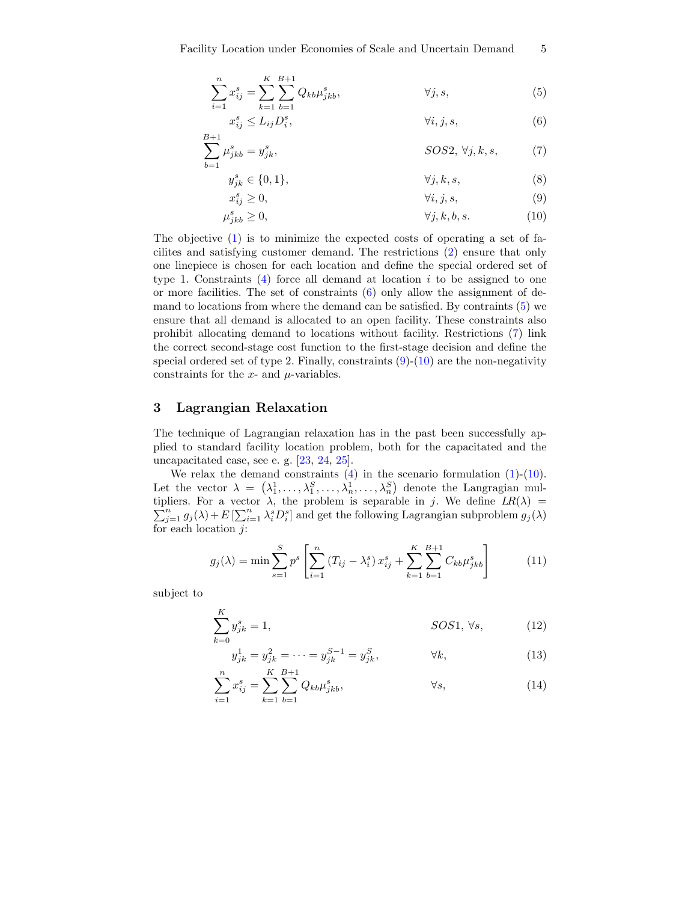$$\sum_{i=1}^{n} x_{ij}^{s} = \sum_{k=1}^{K} \sum_{b=1}^{B+1} Q_{kb} \mu_{jkb}^{s}, \qquad \forall j, s, \tag{5}$$

$$x_{ij}^{s} \leq L_{ij} D_{i}^{s}, \qquad \forall i, j, s, \tag{6}$$

$$\sum_{b=1}^{B+1} \mu_{jkb}^{s} = y_{jk}^{s}, \qquad SOS2,\ \forall j, k, s, \tag{7}$$

$$y_{jk}^{s} \in \{0, 1\}, \qquad \forall j, k, s, \tag{8}$$

$$x_{ij}^{s} \geq 0, \qquad \forall i, j, s, \tag{9}$$

$$\mu_{jkb}^{s} \geq 0, \qquad \forall j, k, b, s. \tag{10}$$

The objective (1) is to minimize the expected costs of operating a set of facilites and satisfying customer demand. The restrictions (2) ensure that only one linepiece is chosen for each location and define the special ordered set of type 1. Constraints (4) force all demand at location $i$ to be assigned to one or more facilities. The set of constraints (6) only allow the assignment of demand to locations from where the demand can be satisfied. By contraints (5) we ensure that all demand is allocated to an open facility. These constraints also prohibit allocating demand to locations without facility. Restrictions (7) link the correct second-stage cost function to the first-stage decision and define the special ordered set of type 2. Finally, constraints (9)-(10) are the non-negativity constraints for the $x$- and $\mu$-variables.

## 3 Lagrangian Relaxation

The technique of Lagrangian relaxation has in the past been successfully applied to standard facility location problem, both for the capacitated and the uncapacitated case, see e. g. [23, 24, 25].

We relax the demand constraints (4) in the scenario formulation (1)-(10). Let the vector $\lambda = \left(\lambda_1^1, \ldots, \lambda_1^S, \ldots, \lambda_n^1, \ldots, \lambda_n^S\right)$ denote the Langragian multipliers. For a vector $\lambda$, the problem is separable in $j$. We define $LR(\lambda) = \sum_{j=1}^{n} g_j(\lambda) + E\left[\sum_{i=1}^{n} \lambda_i^s D_i^s\right]$ and get the following Lagrangian subproblem $g_j(\lambda)$ for each location $j$:

$$g_j(\lambda) = \min \sum_{s=1}^{S} p^s \left[ \sum_{i=1}^{n} \left(T_{ij} - \lambda_i^s\right) x_{ij}^s + \sum_{k=1}^{K} \sum_{b=1}^{B+1} C_{kb} \mu_{jkb}^s \right] \tag{11}$$

subject to

$$\sum_{k=0}^{K} y_{jk}^{s} = 1, \qquad SOS1,\ \forall s, \tag{12}$$

$$y_{jk}^{1} = y_{jk}^{2} = \cdots = y_{jk}^{S-1} = y_{jk}^{S}, \qquad \forall k, \tag{13}$$

$$\sum_{i=1}^{n} x_{ij}^{s} = \sum_{k=1}^{K} \sum_{b=1}^{B+1} Q_{kb} \mu_{jkb}^{s}, \qquad \forall s, \tag{14}$$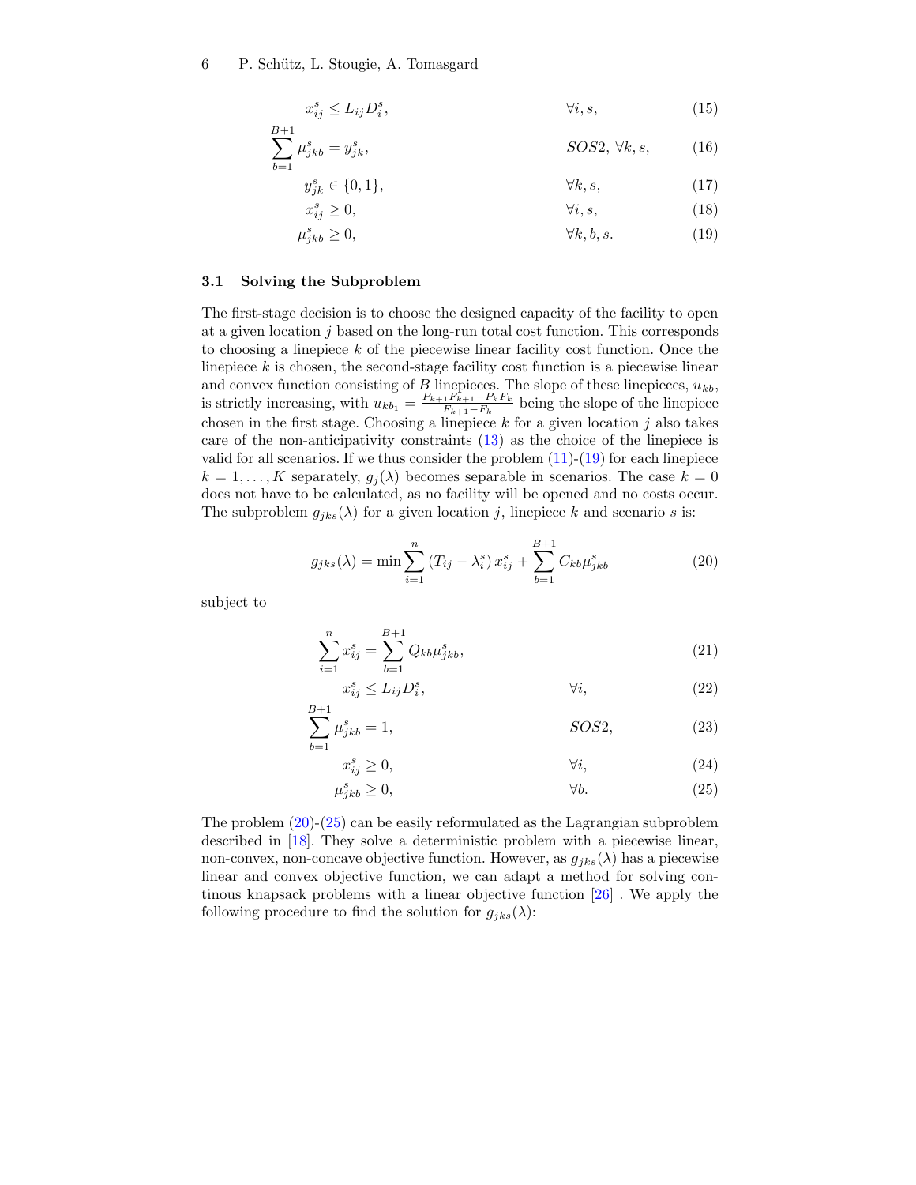$$x^s_{ij} \leq L_{ij} D^s_i, \qquad \forall i, s, \tag{15}$$

$$\sum_{b=1}^{B+1} \mu^s_{jkb} = y^s_{jk}, \qquad SOS2,\ \forall k, s, \tag{16}$$

$$y^s_{jk} \in \{0, 1\}, \qquad \forall k, s, \tag{17}$$

$$x^s_{ij} \geq 0, \qquad \forall i, s, \tag{18}$$

$$\mu^s_{jkb} \geq 0, \qquad \forall k, b, s. \tag{19}$$

### 3.1 Solving the Subproblem

The first-stage decision is to choose the designed capacity of the facility to open at a given location $j$ based on the long-run total cost function. This corresponds to choosing a linepiece $k$ of the piecewise linear facility cost function. Once the linepiece $k$ is chosen, the second-stage facility cost function is a piecewise linear and convex function consisting of $B$ linepieces. The slope of these linepieces, $u_{kb}$, is strictly increasing, with $u_{kb_1} = \frac{P_{k+1}F_{k+1} - P_k F_k}{F_{k+1} - F_k}$ being the slope of the linepiece chosen in the first stage. Choosing a linepiece $k$ for a given location $j$ also takes care of the non-anticipativity constraints (13) as the choice of the linepiece is valid for all scenarios. If we thus consider the problem (11)-(19) for each linepiece $k = 1, \ldots, K$ separately, $g_j(\lambda)$ becomes separable in scenarios. The case $k = 0$ does not have to be calculated, as no facility will be opened and no costs occur. The subproblem $g_{jks}(\lambda)$ for a given location $j$, linepiece $k$ and scenario $s$ is:

$$g_{jks}(\lambda) = \min \sum_{i=1}^{n} \left(T_{ij} - \lambda^s_i\right) x^s_{ij} + \sum_{b=1}^{B+1} C_{kb} \mu^s_{jkb} \tag{20}$$

subject to

$$\sum_{i=1}^{n} x^s_{ij} = \sum_{b=1}^{B+1} Q_{kb} \mu^s_{jkb}, \tag{21}$$

$$x^s_{ij} \leq L_{ij} D^s_i, \qquad \forall i, \tag{22}$$

$$\sum_{b=1}^{B+1} \mu^s_{jkb} = 1, \qquad SOS2, \tag{23}$$

$$x^s_{ij} \geq 0, \qquad \forall i, \tag{24}$$

$$\mu^s_{jkb} \geq 0, \qquad \forall b. \tag{25}$$

The problem (20)-(25) can be easily reformulated as the Lagrangian subproblem described in [18]. They solve a deterministic problem with a piecewise linear, non-convex, non-concave objective function. However, as $g_{jks}(\lambda)$ has a piecewise linear and convex objective function, we can adapt a method for solving continous knapsack problems with a linear objective function [26] . We apply the following procedure to find the solution for $g_{jks}(\lambda)$: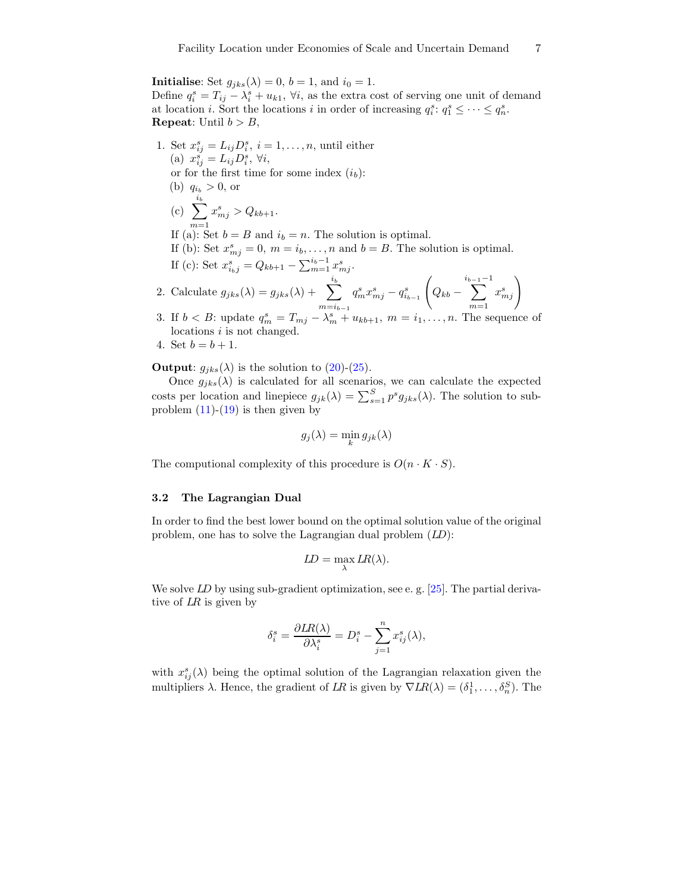**Initialise**: Set $g_{jks}(\lambda) = 0$, $b = 1$, and $i_0 = 1$.
Define $q_i^s = T_{ij} - \lambda_i^s + u_{k1}$, $\forall i$, as the extra cost of serving one unit of demand at location $i$. Sort the locations $i$ in order of increasing $q_i^s$: $q_1^s \leq \cdots \leq q_n^s$.
**Repeat**: Until $b > B$,

1. Set $x_{ij}^s = L_{ij} D_i^s$, $i = 1, \ldots, n$, until either
   (a) $x_{ij}^s = L_{ij} D_i^s$, $\forall i$,
   or for the first time for some index ($i_b$):
   (b) $q_{i_b} > 0$, or
   (c) $\sum_{m=1}^{i_b} x_{mj}^s > Q_{kb+1}$.
   If (a): Set $b = B$ and $i_b = n$. The solution is optimal.
   If (b): Set $x_{mj}^s = 0$, $m = i_b, \ldots, n$ and $b = B$. The solution is optimal.
   If (c): Set $x_{i_b j}^s = Q_{kb+1} - \sum_{m=1}^{i_b - 1} x_{mj}^s$.
2. Calculate $g_{jks}(\lambda) = g_{jks}(\lambda) + \sum_{m=i_{b-1}}^{i_b} q_m^s x_{mj}^s - q_{i_{b-1}}^s \left( Q_{kb} - \sum_{m=1}^{i_{b-1}-1} x_{mj}^s \right)$
3. If $b < B$: update $q_m^s = T_{mj} - \lambda_m^s + u_{kb+1}$, $m = i_1, \ldots, n$. The sequence of locations $i$ is not changed.
4. Set $b = b + 1$.

**Output**: $g_{jks}(\lambda)$ is the solution to (20)-(25).

Once $g_{jks}(\lambda)$ is calculated for all scenarios, we can calculate the expected costs per location and linepiece $g_{jk}(\lambda) = \sum_{s=1}^{S} p^s g_{jks}(\lambda)$. The solution to subproblem (11)-(19) is then given by

$$g_j(\lambda) = \min_k g_{jk}(\lambda)$$

The computional complexity of this procedure is $O(n \cdot K \cdot S)$.

### 3.2 The Lagrangian Dual

In order to find the best lower bound on the optimal solution value of the original problem, one has to solve the Lagrangian dual problem (*LD*):

$$LD = \max_{\lambda} LR(\lambda).$$

We solve *LD* by using sub-gradient optimization, see e. g. [25]. The partial derivative of *LR* is given by

$$\delta_i^s = \frac{\partial LR(\lambda)}{\partial \lambda_i^s} = D_i^s - \sum_{j=1}^{n} x_{ij}^s(\lambda),$$

with $x_{ij}^s(\lambda)$ being the optimal solution of the Lagrangian relaxation given the multipliers $\lambda$. Hence, the gradient of *LR* is given by $\nabla LR(\lambda) = (\delta_1^1, \ldots, \delta_n^S)$. The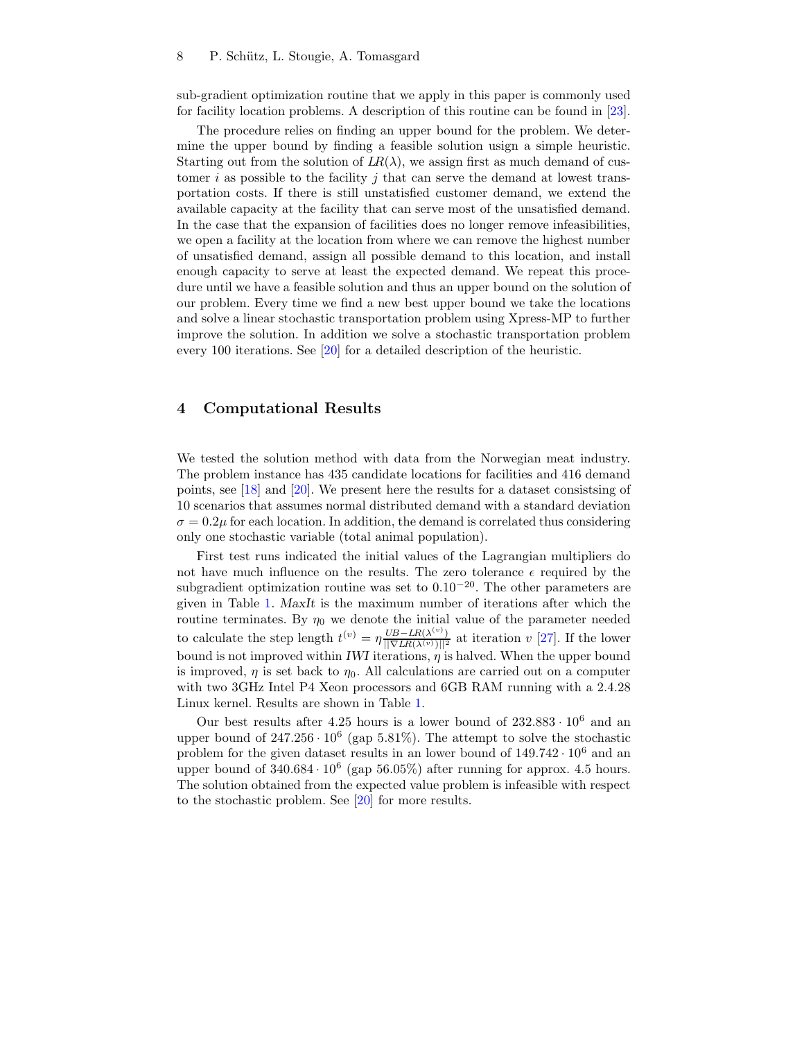sub-gradient optimization routine that we apply in this paper is commonly used for facility location problems. A description of this routine can be found in [23].

The procedure relies on finding an upper bound for the problem. We determine the upper bound by finding a feasible solution usign a simple heuristic. Starting out from the solution of $LR(\lambda)$, we assign first as much demand of customer $i$ as possible to the facility $j$ that can serve the demand at lowest transportation costs. If there is still unstatisfied customer demand, we extend the available capacity at the facility that can serve most of the unsatisfied demand. In the case that the expansion of facilities does no longer remove infeasibilities, we open a facility at the location from where we can remove the highest number of unsatisfied demand, assign all possible demand to this location, and install enough capacity to serve at least the expected demand. We repeat this procedure until we have a feasible solution and thus an upper bound on the solution of our problem. Every time we find a new best upper bound we take the locations and solve a linear stochastic transportation problem using Xpress-MP to further improve the solution. In addition we solve a stochastic transportation problem every 100 iterations. See [20] for a detailed description of the heuristic.

## 4 Computational Results

We tested the solution method with data from the Norwegian meat industry. The problem instance has 435 candidate locations for facilities and 416 demand points, see [18] and [20]. We present here the results for a dataset consistsing of 10 scenarios that assumes normal distributed demand with a standard deviation $\sigma = 0.2\mu$ for each location. In addition, the demand is correlated thus considering only one stochastic variable (total animal population).

First test runs indicated the initial values of the Lagrangian multipliers do not have much influence on the results. The zero tolerance $\epsilon$ required by the subgradient optimization routine was set to $0.10^{-20}$. The other parameters are given in Table 1. *MaxIt* is the maximum number of iterations after which the routine terminates. By $\eta_0$ we denote the initial value of the parameter needed to calculate the step length $t^{(v)} = \eta \frac{UB - LR(\lambda^{(v)})}{||\nabla LR(\lambda^{(v)})||^2}$ at iteration $v$ [27]. If the lower bound is not improved within *IWI* iterations, $\eta$ is halved. When the upper bound is improved, $\eta$ is set back to $\eta_0$. All calculations are carried out on a computer with two 3GHz Intel P4 Xeon processors and 6GB RAM running with a 2.4.28 Linux kernel. Results are shown in Table 1.

Our best results after 4.25 hours is a lower bound of $232.883 \cdot 10^6$ and an upper bound of $247.256 \cdot 10^6$ (gap 5.81%). The attempt to solve the stochastic problem for the given dataset results in an lower bound of $149.742 \cdot 10^6$ and an upper bound of $340.684 \cdot 10^6$ (gap 56.05%) after running for approx. 4.5 hours. The solution obtained from the expected value problem is infeasible with respect to the stochastic problem. See [20] for more results.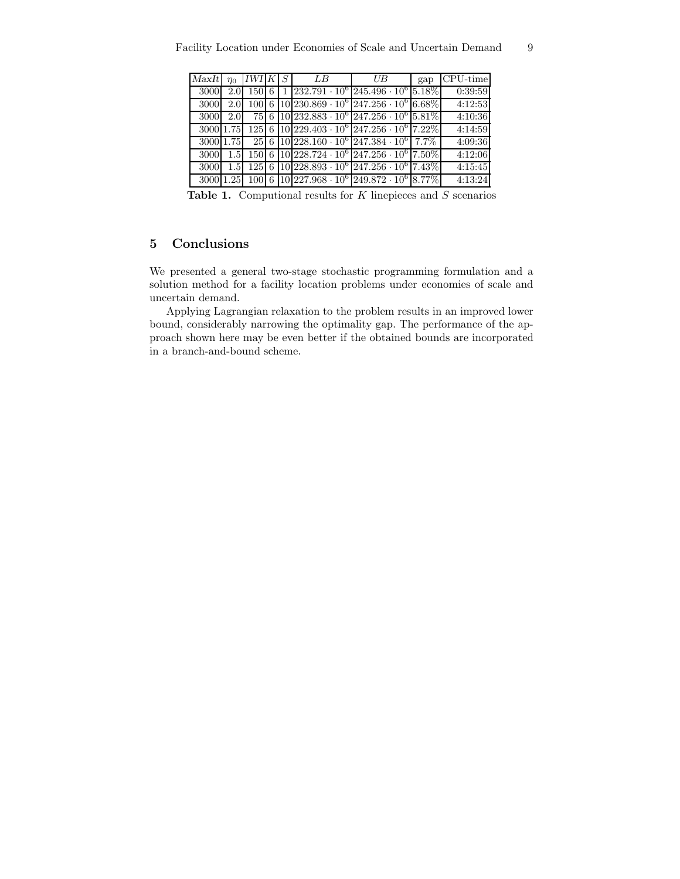| $MaxIt$ | $\eta_0$ | $IWI$ | $K$ | $S$ | $LB$ | $UB$ | gap | CPU-time |
|---|---|---|---|---|---|---|---|---|
| 3000 | 2.0 | 150 | 6 | 1 | $232.791 \cdot 10^6$ | $245.496 \cdot 10^6$ | 5.18% | 0:39:59 |
| 3000 | 2.0 | 100 | 6 | 10 | $230.869 \cdot 10^6$ | $247.256 \cdot 10^6$ | 6.68% | 4:12:53 |
| 3000 | 2.0 | 75 | 6 | 10 | $232.883 \cdot 10^6$ | $247.256 \cdot 10^6$ | 5.81% | 4:10:36 |
| 3000 | 1.75 | 125 | 6 | 10 | $229.403 \cdot 10^6$ | $247.256 \cdot 10^6$ | 7.22% | 4:14:59 |
| 3000 | 1.75 | 25 | 6 | 10 | $228.160 \cdot 10^6$ | $247.384 \cdot 10^6$ | 7.7% | 4:09:36 |
| 3000 | 1.5 | 150 | 6 | 10 | $228.724 \cdot 10^6$ | $247.256 \cdot 10^6$ | 7.50% | 4:12:06 |
| 3000 | 1.5 | 125 | 6 | 10 | $228.893 \cdot 10^6$ | $247.256 \cdot 10^6$ | 7.43% | 4:15:45 |
| 3000 | 1.25 | 100 | 6 | 10 | $227.968 \cdot 10^6$ | $249.872 \cdot 10^6$ | 8.77% | 4:13:24 |

**Table 1.** Computional results for $K$ linepieces and $S$ scenarios

## 5 Conclusions

We presented a general two-stage stochastic programming formulation and a solution method for a facility location problems under economies of scale and uncertain demand.

Applying Lagrangian relaxation to the problem results in an improved lower bound, considerably narrowing the optimality gap. The performance of the approach shown here may be even better if the obtained bounds are incorporated in a branch-and-bound scheme.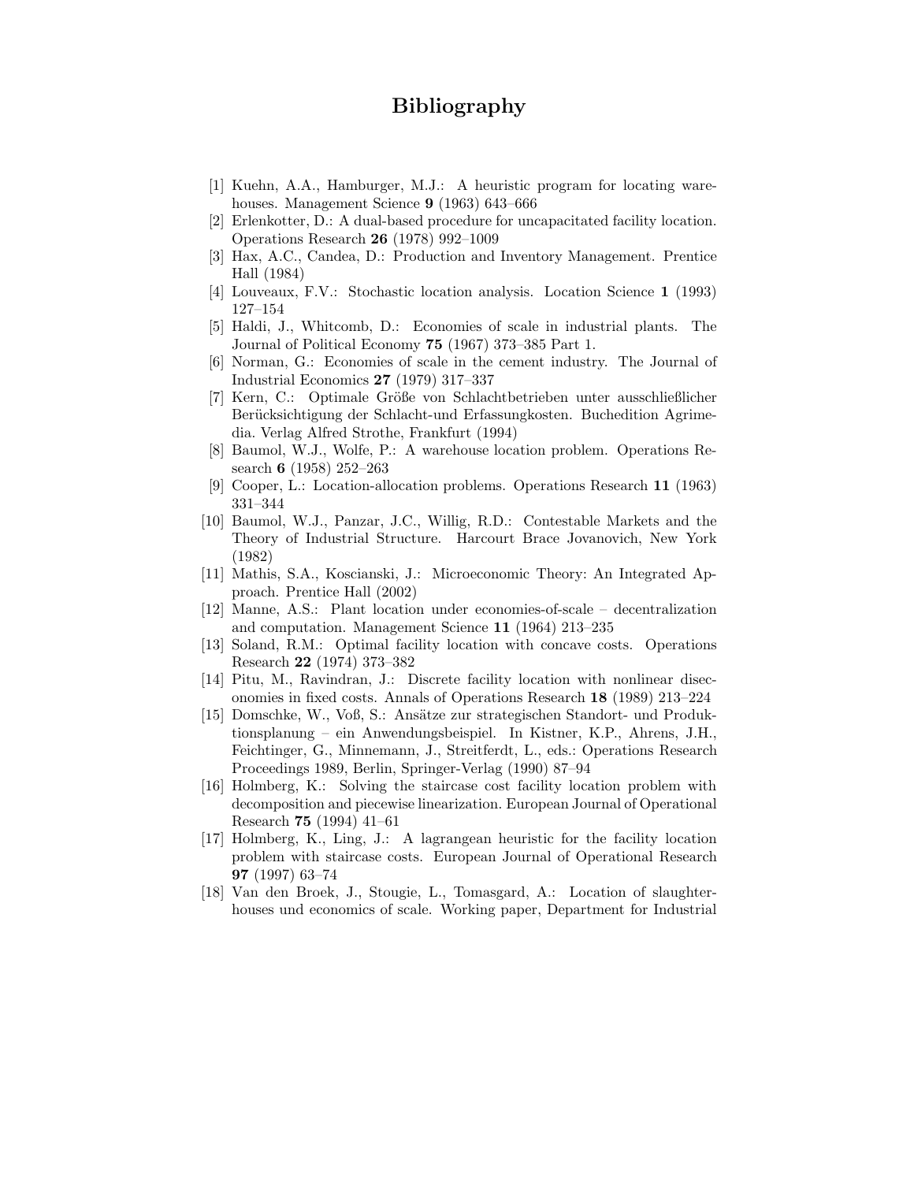# Bibliography

[1] Kuehn, A.A., Hamburger, M.J.: A heuristic program for locating warehouses. Management Science **9** (1963) 643–666

[2] Erlenkotter, D.: A dual-based procedure for uncapacitated facility location. Operations Research **26** (1978) 992–1009

[3] Hax, A.C., Candea, D.: Production and Inventory Management. Prentice Hall (1984)

[4] Louveaux, F.V.: Stochastic location analysis. Location Science **1** (1993) 127–154

[5] Haldi, J., Whitcomb, D.: Economies of scale in industrial plants. The Journal of Political Economy **75** (1967) 373–385 Part 1.

[6] Norman, G.: Economies of scale in the cement industry. The Journal of Industrial Economics **27** (1979) 317–337

[7] Kern, C.: Optimale Größe von Schlachtbetrieben unter ausschließlicher Berücksichtigung der Schlacht-und Erfassungkosten. Buchedition Agrimedia. Verlag Alfred Strothe, Frankfurt (1994)

[8] Baumol, W.J., Wolfe, P.: A warehouse location problem. Operations Research **6** (1958) 252–263

[9] Cooper, L.: Location-allocation problems. Operations Research **11** (1963) 331–344

[10] Baumol, W.J., Panzar, J.C., Willig, R.D.: Contestable Markets and the Theory of Industrial Structure. Harcourt Brace Jovanovich, New York (1982)

[11] Mathis, S.A., Koscianski, J.: Microeconomic Theory: An Integrated Approach. Prentice Hall (2002)

[12] Manne, A.S.: Plant location under economies-of-scale – decentralization and computation. Management Science **11** (1964) 213–235

[13] Soland, R.M.: Optimal facility location with concave costs. Operations Research **22** (1974) 373–382

[14] Pitu, M., Ravindran, J.: Discrete facility location with nonlinear diseconomies in fixed costs. Annals of Operations Research **18** (1989) 213–224

[15] Domschke, W., Voß, S.: Ansätze zur strategischen Standort- und Produktionsplanung – ein Anwendungsbeispiel. In Kistner, K.P., Ahrens, J.H., Feichtinger, G., Minnemann, J., Streitferdt, L., eds.: Operations Research Proceedings 1989, Berlin, Springer-Verlag (1990) 87–94

[16] Holmberg, K.: Solving the staircase cost facility location problem with decomposition and piecewise linearization. European Journal of Operational Research **75** (1994) 41–61

[17] Holmberg, K., Ling, J.: A lagrangean heuristic for the facility location problem with staircase costs. European Journal of Operational Research **97** (1997) 63–74

[18] Van den Broek, J., Stougie, L., Tomasgard, A.: Location of slaughterhouses und economics of scale. Working paper, Department for Industrial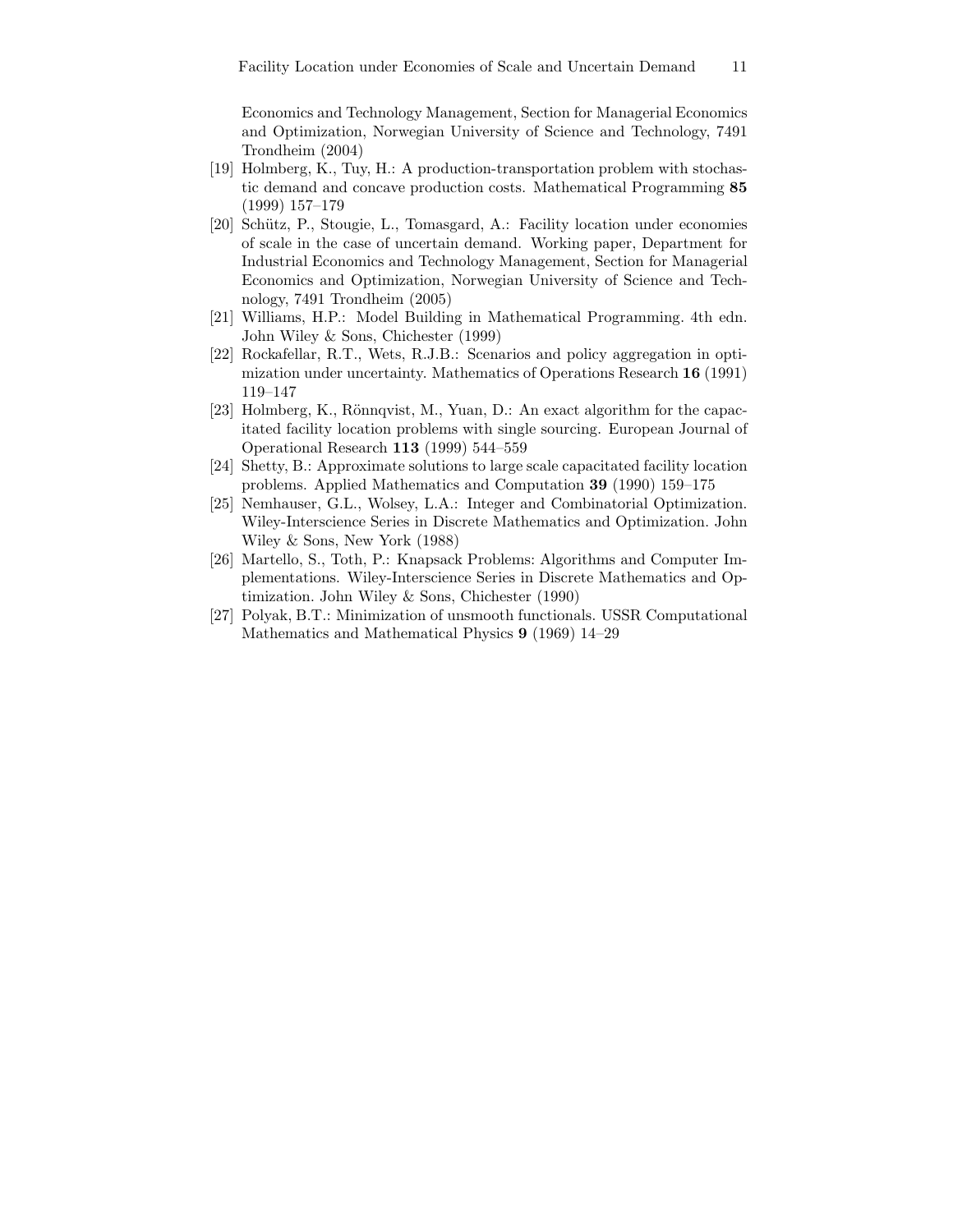Economics and Technology Management, Section for Managerial Economics and Optimization, Norwegian University of Science and Technology, 7491 Trondheim (2004)

[19] Holmberg, K., Tuy, H.: A production-transportation problem with stochastic demand and concave production costs. Mathematical Programming **85** (1999) 157–179

[20] Schütz, P., Stougie, L., Tomasgard, A.: Facility location under economies of scale in the case of uncertain demand. Working paper, Department for Industrial Economics and Technology Management, Section for Managerial Economics and Optimization, Norwegian University of Science and Technology, 7491 Trondheim (2005)

[21] Williams, H.P.: Model Building in Mathematical Programming. 4th edn. John Wiley & Sons, Chichester (1999)

[22] Rockafellar, R.T., Wets, R.J.B.: Scenarios and policy aggregation in optimization under uncertainty. Mathematics of Operations Research **16** (1991) 119–147

[23] Holmberg, K., Rönnqvist, M., Yuan, D.: An exact algorithm for the capacitated facility location problems with single sourcing. European Journal of Operational Research **113** (1999) 544–559

[24] Shetty, B.: Approximate solutions to large scale capacitated facility location problems. Applied Mathematics and Computation **39** (1990) 159–175

[25] Nemhauser, G.L., Wolsey, L.A.: Integer and Combinatorial Optimization. Wiley-Interscience Series in Discrete Mathematics and Optimization. John Wiley & Sons, New York (1988)

[26] Martello, S., Toth, P.: Knapsack Problems: Algorithms and Computer Implementations. Wiley-Interscience Series in Discrete Mathematics and Optimization. John Wiley & Sons, Chichester (1990)

[27] Polyak, B.T.: Minimization of unsmooth functionals. USSR Computational Mathematics and Mathematical Physics **9** (1969) 14–29